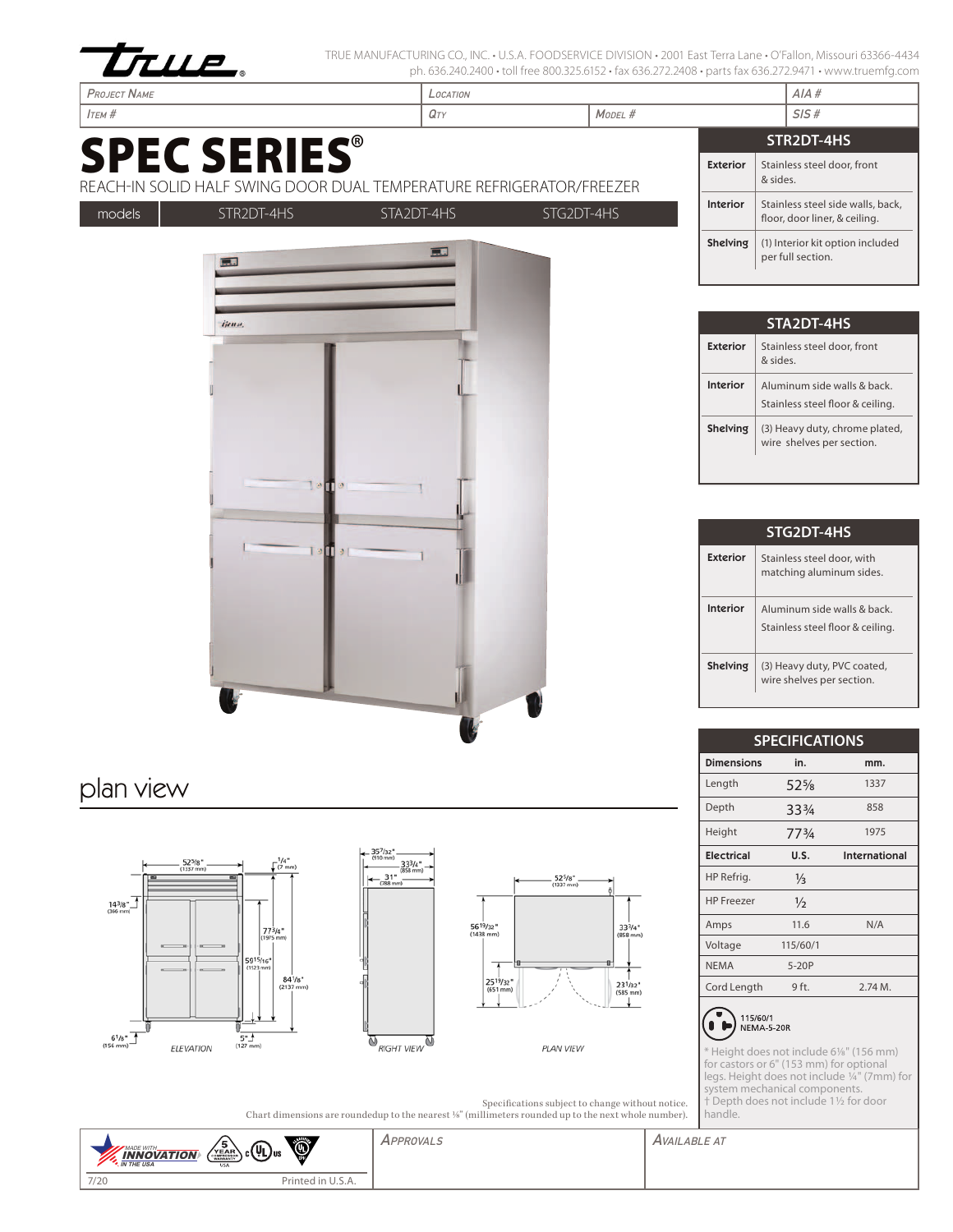TRUE MANUFACTURING CO., INC. • U.S.A. FOODSERVICE DIVISION • 2001 East Terra Lane • O'Fallon, Missouri 63366-4434
ph. 636.240.2400 • toll free 800.325.6152 • fax 636.272.2408 • parts fax 636.272.9471 • www.truemfg.com

| Project Name | Location | | AIA # |
|---|---|---|---|
| Item # | Qty | Model # | SIS # |

# SPEC SERIES®

REACH-IN SOLID HALF SWING DOOR DUAL TEMPERATURE REFRIGERATOR/FREEZER

| models | STR2DT-4HS | STA2DT-4HS | STG2DT-4HS |
|---|---|---|---|

### STR2DT-4HS

| | |
|---|---|
| Exterior | Stainless steel door, front & sides. |
| Interior | Stainless steel side walls, back, floor, door liner, & ceiling. |
| Shelving | (1) Interior kit option included per full section. |

### STA2DT-4HS

| | |
|---|---|
| Exterior | Stainless steel door, front & sides. |
| Interior | Aluminum side walls & back. Stainless steel floor & ceiling. |
| Shelving | (3) Heavy duty, chrome plated, wire shelves per section. |

### STG2DT-4HS

| | |
|---|---|
| Exterior | Stainless steel door, with matching aluminum sides. |
| Interior | Aluminum side walls & back. Stainless steel floor & ceiling. |
| Shelving | (3) Heavy duty, PVC coated, wire shelves per section. |

### SPECIFICATIONS

| Dimensions | in. | mm. |
|---|---|---|
| Length | 52⅝ | 1337 |
| Depth | 33¾ | 858 |
| Height | 77¾ | 1975 |
| **Electrical** | **U.S.** | **International** |
| HP Refrig. | ⅓ | |
| HP Freezer | ½ | |
| Amps | 11.6 | N/A |
| Voltage | 115/60/1 | |
| NEMA | 5-20P | |
| Cord Length | 9 ft. | 2.74 M. |

115/60/1
NEMA-5-20R

\* Height does not include 6⅛" (156 mm) for castors or 6" (153 mm) for optional legs. Height does not include ¼" (7mm) for system mechanical components.
† Depth does not include 1½ for door handle.

## plan view

ELEVATION: 52⅝" (1337 mm); ¼" (7 mm); 14⅜" (366 mm); 77¾" (1975 mm); 59¹⁵⁄₁₆" (1523 mm); 84⅛" (2137 mm); 6⅛" (156 mm); 5" (127 mm)

RIGHT VIEW: 35⁷⁄₃₂" (910 mm); 33¾" (858 mm); 31" (788 mm)

PLAN VIEW: 52⅝" (1337 mm); 56¹³⁄₃₂" (1438 mm); 33¾" (858 mm); 25¹³⁄₃₂" (651 mm); 23¹⁄₃₂" (585 mm)

Specifications subject to change without notice.
Chart dimensions are roundedup to the nearest ⅛" (millimeters rounded up to the next whole number).

MADE WITH INNOVATION IN THE USA | 5 YEAR COMPRESSOR WARRANTY USA | c UL us

| Approvals | Available at |
|---|---|
| | |

7/20 Printed in U.S.A.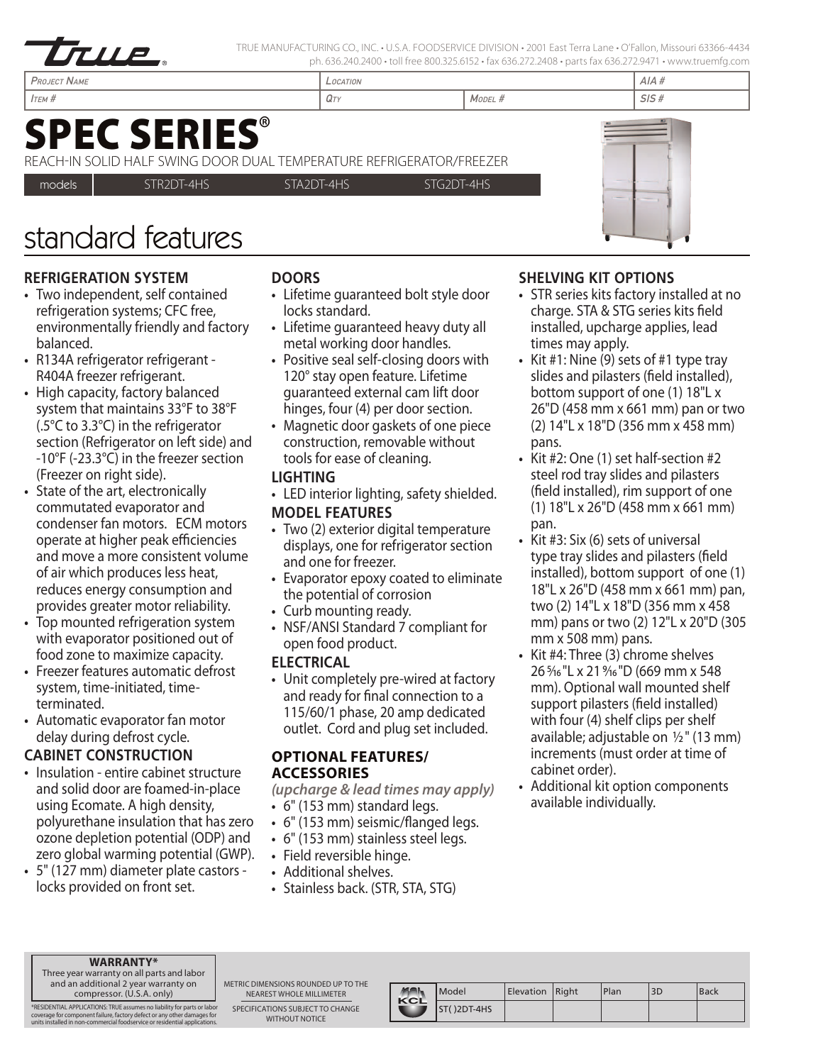TRUE MANUFACTURING CO., INC. • U.S.A. FOODSERVICE DIVISION • 2001 East Terra Lane • O'Fallon, Missouri 63366-4434
ph. 636.240.2400 • toll free 800.325.6152 • fax 636.272.2408 • parts fax 636.272.9471 • www.truemfg.com

| Project Name | | Location | | AIA # |
|---|---|---|---|---|
| Item # | | Qty | Model # | SIS # |

# SPEC SERIES®

REACH-IN SOLID HALF SWING DOOR DUAL TEMPERATURE REFRIGERATOR/FREEZER

models STR2DT-4HS STA2DT-4HS STG2DT-4HS

## standard features

### REFRIGERATION SYSTEM

- Two independent, self contained refrigeration systems; CFC free, environmentally friendly and factory balanced.
- R134A refrigerator refrigerant - R404A freezer refrigerant.
- High capacity, factory balanced system that maintains 33°F to 38°F (.5°C to 3.3°C) in the refrigerator section (Refrigerator on left side) and -10°F (-23.3°C) in the freezer section (Freezer on right side).
- State of the art, electronically commutated evaporator and condenser fan motors. ECM motors operate at higher peak efficiencies and move a more consistent volume of air which produces less heat, reduces energy consumption and provides greater motor reliability.
- Top mounted refrigeration system with evaporator positioned out of food zone to maximize capacity.
- Freezer features automatic defrost system, time-initiated, time-terminated.
- Automatic evaporator fan motor delay during defrost cycle.

### CABINET CONSTRUCTION

- Insulation - entire cabinet structure and solid door are foamed-in-place using Ecomate. A high density, polyurethane insulation that has zero ozone depletion potential (ODP) and zero global warming potential (GWP).
- 5" (127 mm) diameter plate castors - locks provided on front set.

### DOORS

- Lifetime guaranteed bolt style door locks standard.
- Lifetime guaranteed heavy duty all metal working door handles.
- Positive seal self-closing doors with 120° stay open feature. Lifetime guaranteed external cam lift door hinges, four (4) per door section.
- Magnetic door gaskets of one piece construction, removable without tools for ease of cleaning.

### LIGHTING

- LED interior lighting, safety shielded.

### MODEL FEATURES

- Two (2) exterior digital temperature displays, one for refrigerator section and one for freezer.
- Evaporator epoxy coated to eliminate the potential of corrosion
- Curb mounting ready.
- NSF/ANSI Standard 7 compliant for open food product.

### ELECTRICAL

- Unit completely pre-wired at factory and ready for final connection to a 115/60/1 phase, 20 amp dedicated outlet. Cord and plug set included.

### OPTIONAL FEATURES/ ACCESSORIES

*(upcharge & lead times may apply)*

- 6" (153 mm) standard legs.
- 6" (153 mm) seismic/flanged legs.
- 6" (153 mm) stainless steel legs.
- Field reversible hinge.
- Additional shelves.
- Stainless back. (STR, STA, STG)

### SHELVING KIT OPTIONS

- STR series kits factory installed at no charge. STA & STG series kits field installed, upcharge applies, lead times may apply.
- Kit #1: Nine (9) sets of #1 type tray slides and pilasters (field installed), bottom support of one (1) 18"L x 26"D (458 mm x 661 mm) pan or two (2) 14"L x 18"D (356 mm x 458 mm) pans.
- Kit #2: One (1) set half-section #2 steel rod tray slides and pilasters (field installed), rim support of one (1) 18"L x 26"D (458 mm x 661 mm) pan.
- Kit #3: Six (6) sets of universal type tray slides and pilasters (field installed), bottom support of one (1) 18"L x 26"D (458 mm x 661 mm) pan, two (2) 14"L x 18"D (356 mm x 458 mm) pans or two (2) 12"L x 20"D (305 mm x 508 mm) pans.
- Kit #4: Three (3) chrome shelves 26 5⁄16"L x 21 9⁄16"D (669 mm x 548 mm). Optional wall mounted shelf support pilasters (field installed) with four (4) shelf clips per shelf available; adjustable on ½" (13 mm) increments (must order at time of cabinet order).
- Additional kit option components available individually.

**WARRANTY***

Three year warranty on all parts and labor and an additional 2 year warranty on compressor. (U.S.A. only)

*RESIDENTIAL APPLICATIONS: TRUE assumes no liability for parts or labor coverage for component failure, factory defect or any other damages for units installed in non-commercial foodservice or residential applications.

METRIC DIMENSIONS ROUNDED UP TO THE NEAREST WHOLE MILLIMETER

SPECIFICATIONS SUBJECT TO CHANGE WITHOUT NOTICE

| Model | Elevation | Right | Plan | 3D | Back |
|---|---|---|---|---|---|
| ST( )2DT-4HS | | | | | |